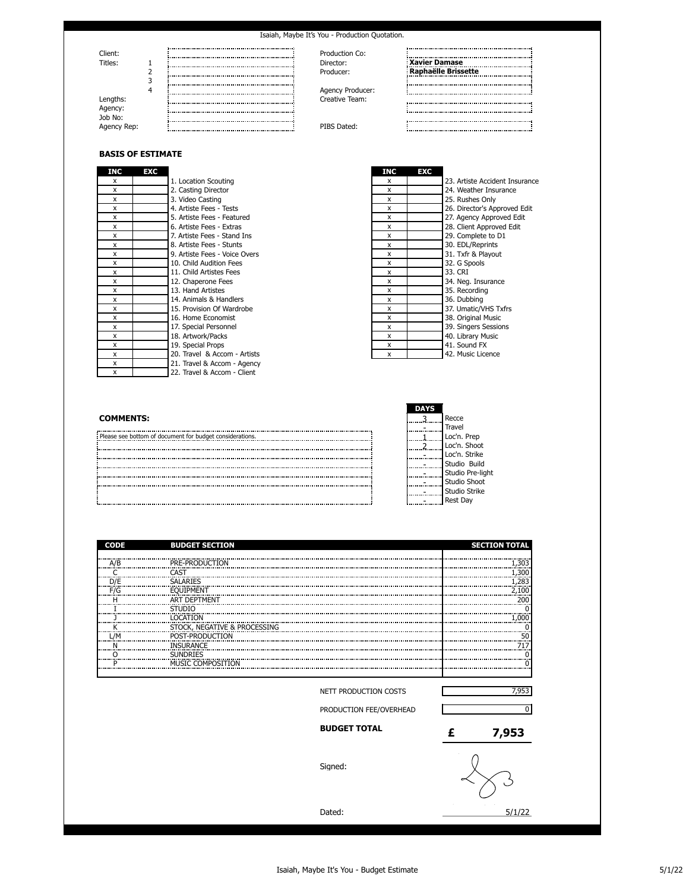Isaiah, Maybe It's You - Production Quotation.

| | | |
|---|---|---|
| Client: | | |
| Titles: | 1 | |
| | 2 | |
| | 3 | |
| | 4 | |
| Lengths: | | |
| Agency: | | |
| Job No: | | |
| Agency Rep: | | |

| | |
|---|---|
| Production Co: | |
| Director: | **Xavier Damase** |
| Producer: | **Raphaëlle Brissette** |
| Agency Producer: | |
| Creative Team: | |
| PIBS Dated: | |

## BASIS OF ESTIMATE

| INC | EXC | |
|---|---|---|
| x | | 1. Location Scouting |
| x | | 2. Casting Director |
| x | | 3. Video Casting |
| x | | 4. Artiste Fees - Tests |
| x | | 5. Artiste Fees - Featured |
| x | | 6. Artiste Fees - Extras |
| x | | 7. Artiste Fees - Stand Ins |
| x | | 8. Artiste Fees - Stunts |
| x | | 9. Artiste Fees - Voice Overs |
| x | | 10. Child Audition Fees |
| x | | 11. Child Artistes Fees |
| x | | 12. Chaperone Fees |
| x | | 13. Hand Artistes |
| x | | 14. Animals & Handlers |
| x | | 15. Provision Of Wardrobe |
| x | | 16. Home Economist |
| x | | 17. Special Personnel |
| x | | 18. Artwork/Packs |
| x | | 19. Special Props |
| x | | 20. Travel & Accom - Artists |
| x | | 21. Travel & Accom - Agency |
| x | | 22. Travel & Accom - Client |

| INC | EXC | |
|---|---|---|
| x | | 23. Artiste Accident Insurance |
| x | | 24. Weather Insurance |
| x | | 25. Rushes Only |
| x | | 26. Director's Approved Edit |
| x | | 27. Agency Approved Edit |
| x | | 28. Client Approved Edit |
| x | | 29. Complete to D1 |
| x | | 30. EDL/Reprints |
| x | | 31. Txfr & Playout |
| x | | 32. G Spools |
| x | | 33. CRI |
| x | | 34. Neg. Insurance |
| x | | 35. Recording |
| x | | 36. Dubbing |
| x | | 37. Umatic/VHS Txfrs |
| x | | 38. Original Music |
| x | | 39. Singers Sessions |
| x | | 40. Library Music |
| x | | 41. Sound FX |
| x | | 42. Music Licence |

## COMMENTS:

Please see bottom of document for budget considerations.

| DAYS | |
|---|---|
| 3 | Recce |
| - | Travel |
| 1 | Loc'n. Prep |
| 2 | Loc'n. Shoot |
| - | Loc'n. Strike |
| - | Studio Build |
| - | Studio Pre-light |
| - | Studio Shoot |
| - | Studio Strike |
| - | Rest Day |

| CODE | BUDGET SECTION | SECTION TOTAL |
|---|---|---|
| A/B | PRE-PRODUCTION | 1,303 |
| C | CAST | 1,300 |
| D/E | SALARIES | 1,283 |
| F/G | EQUIPMENT | 2,100 |
| H | ART DEPTMENT | 200 |
| I | STUDIO | 0 |
| J | LOCATION | 1,000 |
| K | STOCK, NEGATIVE & PROCESSING | 0 |
| L/M | POST-PRODUCTION | 50 |
| N | INSURANCE | 717 |
| O | SUNDRIES | 0 |
| P | MUSIC COMPOSITION | 0 |

| | |
|---|---|
| NETT PRODUCTION COSTS | 7,953 |
| PRODUCTION FEE/OVERHEAD | 0 |
| **BUDGET TOTAL** | **£ 7,953** |

Signed:

Dated: 5/1/22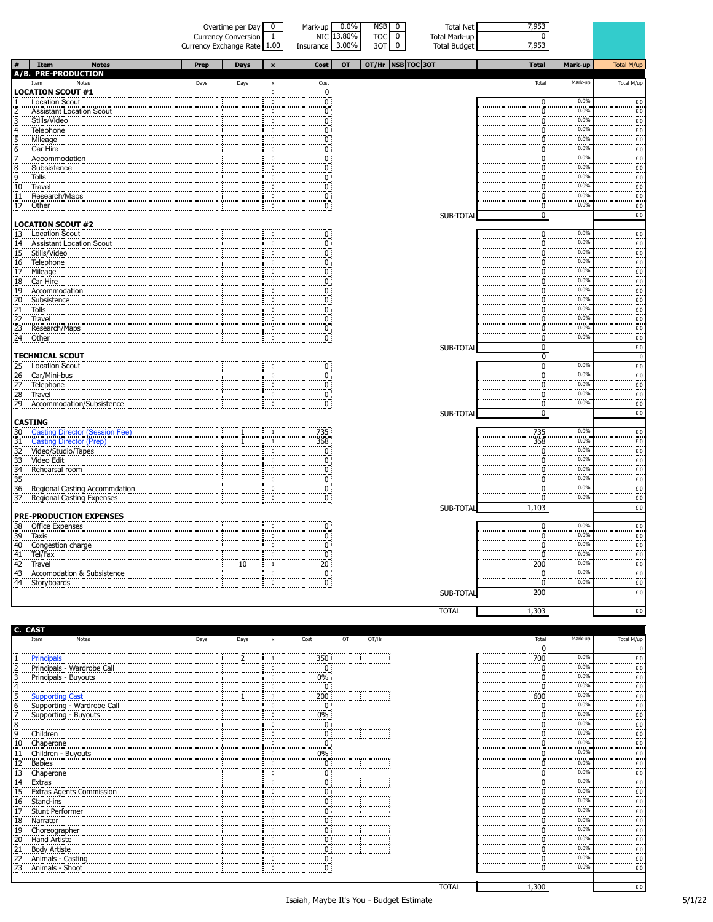| Overtime per Day | 0 | Mark-up | 0.0% | NSB | 0 | Total Net | 7,953 |
|---|---|---|---|---|---|---|---|
| Currency Conversion | 1 | NIC | 13.80% | TOC | 0 | Total Mark-up | 0 |
| Currency Exchange Rate | 1.00 | Insurance | 3.00% | 3OT | 0 | Total Budget | 7,953 |

## A/B. PRE-PRODUCTION

| # | Item | Notes | Prep | Days | x | Cost | OT | OT/Hr | NSB | TOC | 3OT | Total | Mark-up | Total M/up |
|---|---|---|---|---|---|---|---|---|---|---|---|---|---|---|
| | **LOCATION SCOUT #1** | | | | 0 | 0 | | | | | | | | |
| 1 | Location Scout | | | | 0 | 0 | | | | | | 0 | 0.0% | £ 0 |
| 2 | Assistant Location Scout | | | | 0 | 0 | | | | | | 0 | 0.0% | £ 0 |
| 3 | Stills/Video | | | | 0 | 0 | | | | | | 0 | 0.0% | £ 0 |
| 4 | Telephone | | | | 0 | 0 | | | | | | 0 | 0.0% | £ 0 |
| 5 | Mileage | | | | 0 | 0 | | | | | | 0 | 0.0% | £ 0 |
| 6 | Car Hire | | | | 0 | 0 | | | | | | 0 | 0.0% | £ 0 |
| 7 | Accommodation | | | | 0 | 0 | | | | | | 0 | 0.0% | £ 0 |
| 8 | Subsistence | | | | 0 | 0 | | | | | | 0 | 0.0% | £ 0 |
| 9 | Tolls | | | | 0 | 0 | | | | | | 0 | 0.0% | £ 0 |
| 10 | Travel | | | | 0 | 0 | | | | | | 0 | 0.0% | £ 0 |
| 11 | Research/Maps | | | | 0 | 0 | | | | | | 0 | 0.0% | £ 0 |
| 12 | Other | | | | 0 | 0 | | | | | | 0 | 0.0% | £ 0 |
| | | | | | | | | | | | SUB-TOTAL | 0 | | £ 0 |
| | **LOCATION SCOUT #2** | | | | | | | | | | | | | |
| 13 | Location Scout | | | | 0 | 0 | | | | | | 0 | 0.0% | £ 0 |
| 14 | Assistant Location Scout | | | | 0 | 0 | | | | | | 0 | 0.0% | £ 0 |
| 15 | Stills/Video | | | | 0 | 0 | | | | | | 0 | 0.0% | £ 0 |
| 16 | Telephone | | | | 0 | 0 | | | | | | 0 | 0.0% | £ 0 |
| 17 | Mileage | | | | 0 | 0 | | | | | | 0 | 0.0% | £ 0 |
| 18 | Car Hire | | | | 0 | 0 | | | | | | 0 | 0.0% | £ 0 |
| 19 | Accommodation | | | | 0 | 0 | | | | | | 0 | 0.0% | £ 0 |
| 20 | Subsistence | | | | 0 | 0 | | | | | | 0 | 0.0% | £ 0 |
| 21 | Tolls | | | | 0 | 0 | | | | | | 0 | 0.0% | £ 0 |
| 22 | Travel | | | | 0 | 0 | | | | | | 0 | 0.0% | £ 0 |
| 23 | Research/Maps | | | | 0 | 0 | | | | | | 0 | 0.0% | £ 0 |
| 24 | Other | | | | 0 | 0 | | | | | | 0 | 0.0% | £ 0 |
| | | | | | | | | | | | SUB-TOTAL | 0 | | £ 0 |
| | **TECHNICAL SCOUT** | | | | | | | | | | | 0 | | 0 |
| 25 | Location Scout | | | | 0 | 0 | | | | | | 0 | 0.0% | £ 0 |
| 26 | Car/Mini-bus | | | | 0 | 0 | | | | | | 0 | 0.0% | £ 0 |
| 27 | Telephone | | | | 0 | 0 | | | | | | 0 | 0.0% | £ 0 |
| 28 | Travel | | | | 0 | 0 | | | | | | 0 | 0.0% | £ 0 |
| 29 | Accommodation/Subsistence | | | | 0 | 0 | | | | | | 0 | 0.0% | £ 0 |
| | | | | | | | | | | | SUB-TOTAL | 0 | | £ 0 |
| | **CASTING** | | | | | | | | | | | | | |
| 30 | Casting Director (Session Fee) | | | 1 | 1 | 735 | | | | | | 735 | 0.0% | £ 0 |
| 31 | Casting Director (Prep) | | | 1 | 1 | 368 | | | | | | 368 | 0.0% | £ 0 |
| 32 | Video/Studio/Tapes | | | | 0 | 0 | | | | | | 0 | 0.0% | £ 0 |
| 33 | Video Edit | | | | 0 | 0 | | | | | | 0 | 0.0% | £ 0 |
| 34 | Rehearsal room | | | | 0 | 0 | | | | | | 0 | 0.0% | £ 0 |
| 35 | | | | | 0 | 0 | | | | | | 0 | 0.0% | £ 0 |
| 36 | Regional Casting Accommdation | | | | 0 | 0 | | | | | | 0 | 0.0% | £ 0 |
| 37 | Regional Casting Expenses | | | | 0 | 0 | | | | | | 0 | 0.0% | £ 0 |
| | | | | | | | | | | | SUB-TOTAL | 1,103 | | £ 0 |
| | **PRE-PRODUCTION EXPENSES** | | | | | | | | | | | | | |
| 38 | Office Expenses | | | | 0 | 0 | | | | | | 0 | 0.0% | £ 0 |
| 39 | Taxis | | | | 0 | 0 | | | | | | 0 | 0.0% | £ 0 |
| 40 | Congestion charge | | | | 0 | 0 | | | | | | 0 | 0.0% | £ 0 |
| 41 | Tel/Fax | | | | 0 | 0 | | | | | | 0 | 0.0% | £ 0 |
| 42 | Travel | | | 10 | 1 | 20 | | | | | | 200 | 0.0% | £ 0 |
| 43 | Accomodation & Subsistence | | | | 0 | 0 | | | | | | 0 | 0.0% | £ 0 |
| 44 | Storyboards | | | | 0 | 0 | | | | | | 0 | 0.0% | £ 0 |
| | | | | | | | | | | | SUB-TOTAL | 200 | | £ 0 |
| | | | | | | | | | | | TOTAL | 1,303 | | £ 0 |

## C. CAST

| # | Item | Notes | Days | Days | x | Cost | OT | OT/Hr | Total | Mark-up | Total M/up |
|---|---|---|---|---|---|---|---|---|---|---|---|
| | | | | | | | | | 0 | | 0 |
| 1 | Principals | | | 2 | 1 | 350 | | | 700 | 0.0% | £ 0 |
| 2 | Principals - Wardrobe Call | | | | 0 | 0 | | | 0 | 0.0% | £ 0 |
| 3 | Principals - Buyouts | | | | 0 | 0% | | | 0 | 0.0% | £ 0 |
| 4 | | | | | 0 | 0 | | | 0 | 0.0% | £ 0 |
| 5 | Supporting Cast | | | 1 | 3 | 200 | | | 600 | 0.0% | £ 0 |
| 6 | Supporting - Wardrobe Call | | | | 0 | 0 | | | 0 | 0.0% | £ 0 |
| 7 | Supporting - Buyouts | | | | 0 | 0% | | | 0 | 0.0% | £ 0 |
| 8 | | | | | 0 | 0 | | | 0 | 0.0% | £ 0 |
| 9 | Children | | | | 0 | 0 | | | 0 | 0.0% | £ 0 |
| 10 | Chaperone | | | | 0 | 0 | | | 0 | 0.0% | £ 0 |
| 11 | Children - Buyouts | | | | 0 | 0% | | | 0 | 0.0% | £ 0 |
| 12 | Babies | | | | 0 | 0 | | | 0 | 0.0% | £ 0 |
| 13 | Chaperone | | | | 0 | 0 | | | 0 | 0.0% | £ 0 |
| 14 | Extras | | | | 0 | 0 | | | 0 | 0.0% | £ 0 |
| 15 | Extras Agents Commission | | | | 0 | 0 | | | 0 | 0.0% | £ 0 |
| 16 | Stand-ins | | | | 0 | 0 | | | 0 | 0.0% | £ 0 |
| 17 | Stunt Performer | | | | 0 | 0 | | | 0 | 0.0% | £ 0 |
| 18 | Narrator | | | | 0 | 0 | | | 0 | 0.0% | £ 0 |
| 19 | Choreographer | | | | 0 | 0 | | | 0 | 0.0% | £ 0 |
| 20 | Hand Artiste | | | | 0 | 0 | | | 0 | 0.0% | £ 0 |
| 21 | Body Artiste | | | | 0 | 0 | | | 0 | 0.0% | £ 0 |
| 22 | Animals - Casting | | | | 0 | 0 | | | 0 | 0.0% | £ 0 |
| 23 | Animals - Shoot | | | | 0 | 0 | | | 0 | 0.0% | £ 0 |
| | | | | | | | | TOTAL | 1,300 | | £ 0 |

Isaiah, Maybe It's You - Budget Estimate

5/1/22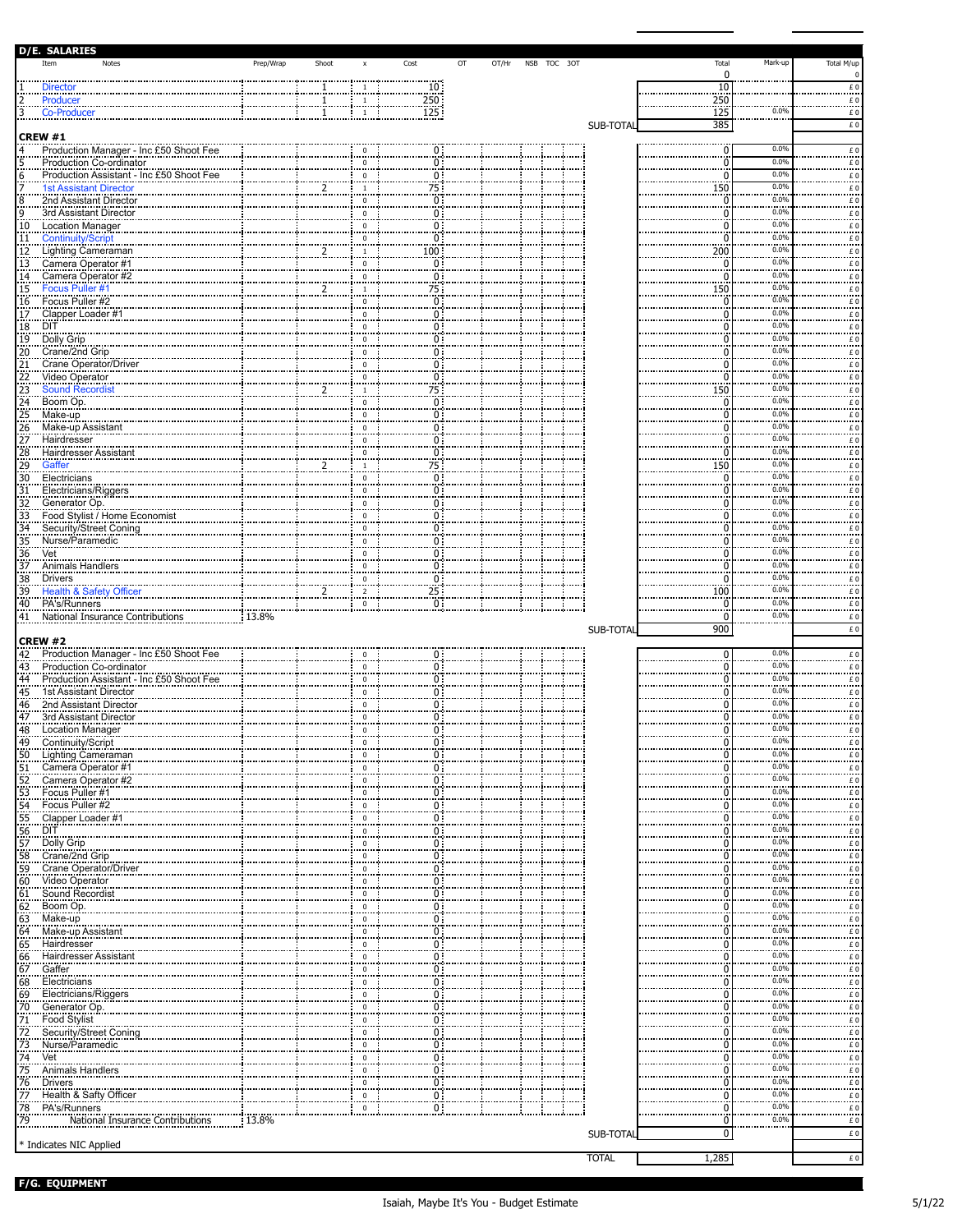## D/E. SALARIES

| # | Item | Notes | Prep/Wrap | Shoot | x | Cost | OT | OT/Hr | NSB | TOC | 3OT | | Total | Mark-up | Total M/up |
|---|---|---|---|---|---|---|---|---|---|---|---|---|---|---|---|
| | | | | | | | | | | | | | 0 | | 0 |
| 1 | Director | | | 1 | 1 | 10 | | | | | | | 10 | | £ 0 |
| 2 | Producer | | | 1 | 1 | 250 | | | | | | | 250 | | £ 0 |
| 3 | Co-Producer | | | 1 | 1 | 125 | | | | | | | 125 | 0.0% | £ 0 |
| | | | | | | | | | | | | SUB-TOTAL | 385 | | £ 0 |
| **CREW #1** | | | | | | | | | | | | | | | |
| 4 | Production Manager - Inc £50 Shoot Fee | | | | 0 | 0 | | | | | | | 0 | 0.0% | £ 0 |
| 5 | Production Co-ordinator | | | | 0 | 0 | | | | | | | 0 | 0.0% | £ 0 |
| 6 | Production Assistant - Inc £50 Shoot Fee | | | | 0 | 0 | | | | | | | 0 | 0.0% | £ 0 |
| 7 | 1st Assistant Director | | | 2 | 1 | 75 | | | | | | | 150 | 0.0% | £ 0 |
| 8 | 2nd Assistant Director | | | | 0 | 0 | | | | | | | 0 | 0.0% | £ 0 |
| 9 | 3rd Assistant Director | | | | 0 | 0 | | | | | | | 0 | 0.0% | £ 0 |
| 10 | Location Manager | | | | 0 | 0 | | | | | | | 0 | 0.0% | £ 0 |
| 11 | Continuity/Script | | | | 0 | 0 | | | | | | | 0 | 0.0% | £ 0 |
| 12 | Lighting Cameraman | | | 2 | 1 | 100 | | | | | | | 200 | 0.0% | £ 0 |
| 13 | Camera Operator #1 | | | | 0 | 0 | | | | | | | 0 | 0.0% | £ 0 |
| 14 | Camera Operator #2 | | | | 0 | 0 | | | | | | | 0 | 0.0% | £ 0 |
| 15 | Focus Puller #1 | | | 2 | 1 | 75 | | | | | | | 150 | 0.0% | £ 0 |
| 16 | Focus Puller #2 | | | | 0 | 0 | | | | | | | 0 | 0.0% | £ 0 |
| 17 | Clapper Loader #1 | | | | 0 | 0 | | | | | | | 0 | 0.0% | £ 0 |
| 18 | DIT | | | | 0 | 0 | | | | | | | 0 | 0.0% | £ 0 |
| 19 | Dolly Grip | | | | 0 | 0 | | | | | | | 0 | 0.0% | £ 0 |
| 20 | Crane/2nd Grip | | | | 0 | 0 | | | | | | | 0 | 0.0% | £ 0 |
| 21 | Crane Operator/Driver | | | | 0 | 0 | | | | | | | 0 | 0.0% | £ 0 |
| 22 | Video Operator | | | | 0 | 0 | | | | | | | 0 | 0.0% | £ 0 |
| 23 | Sound Recordist | | | 2 | 1 | 75 | | | | | | | 150 | 0.0% | £ 0 |
| 24 | Boom Op. | | | | 0 | 0 | | | | | | | 0 | 0.0% | £ 0 |
| 25 | Make-up | | | | 0 | 0 | | | | | | | 0 | 0.0% | £ 0 |
| 26 | Make-up Assistant | | | | 0 | 0 | | | | | | | 0 | 0.0% | £ 0 |
| 27 | Hairdresser | | | | 0 | 0 | | | | | | | 0 | 0.0% | £ 0 |
| 28 | Hairdresser Assistant | | | | 0 | 0 | | | | | | | 0 | 0.0% | £ 0 |
| 29 | Gaffer | | | 2 | 1 | 75 | | | | | | | 150 | 0.0% | £ 0 |
| 30 | Electricians | | | | 0 | 0 | | | | | | | 0 | 0.0% | £ 0 |
| 31 | Electricians/Riggers | | | | 0 | 0 | | | | | | | 0 | 0.0% | £ 0 |
| 32 | Generator Op. | | | | 0 | 0 | | | | | | | 0 | 0.0% | £ 0 |
| 33 | Food Stylist / Home Economist | | | | 0 | 0 | | | | | | | 0 | 0.0% | £ 0 |
| 34 | Security/Street Coning | | | | 0 | 0 | | | | | | | 0 | 0.0% | £ 0 |
| 35 | Nurse/Paramedic | | | | 0 | 0 | | | | | | | 0 | 0.0% | £ 0 |
| 36 | Vet | | | | 0 | 0 | | | | | | | 0 | 0.0% | £ 0 |
| 37 | Animals Handlers | | | | 0 | 0 | | | | | | | 0 | 0.0% | £ 0 |
| 38 | Drivers | | | | 0 | 0 | | | | | | | 0 | 0.0% | £ 0 |
| 39 | Health & Safety Officer | | | 2 | 2 | 25 | | | | | | | 100 | 0.0% | £ 0 |
| 40 | PA's/Runners | | | | 0 | 0 | | | | | | | 0 | 0.0% | £ 0 |
| 41 | National Insurance Contributions | | 13.8% | | | | | | | | | | 0 | 0.0% | £ 0 |
| | | | | | | | | | | | | SUB-TOTAL | 900 | | £ 0 |
| **CREW #2** | | | | | | | | | | | | | | | |
| 42 | Production Manager - Inc £50 Shoot Fee | | | | 0 | 0 | | | | | | | 0 | 0.0% | £ 0 |
| 43 | Production Co-ordinator | | | | 0 | 0 | | | | | | | 0 | 0.0% | £ 0 |
| 44 | Production Assistant - Inc £50 Shoot Fee | | | | 0 | 0 | | | | | | | 0 | 0.0% | £ 0 |
| 45 | 1st Assistant Director | | | | 0 | 0 | | | | | | | 0 | 0.0% | £ 0 |
| 46 | 2nd Assistant Director | | | | 0 | 0 | | | | | | | 0 | 0.0% | £ 0 |
| 47 | 3rd Assistant Director | | | | 0 | 0 | | | | | | | 0 | 0.0% | £ 0 |
| 48 | Location Manager | | | | 0 | 0 | | | | | | | 0 | 0.0% | £ 0 |
| 49 | Continuity/Script | | | | 0 | 0 | | | | | | | 0 | 0.0% | £ 0 |
| 50 | Lighting Cameraman | | | | 0 | 0 | | | | | | | 0 | 0.0% | £ 0 |
| 51 | Camera Operator #1 | | | | 0 | 0 | | | | | | | 0 | 0.0% | £ 0 |
| 52 | Camera Operator #2 | | | | 0 | 0 | | | | | | | 0 | 0.0% | £ 0 |
| 53 | Focus Puller #1 | | | | 0 | 0 | | | | | | | 0 | 0.0% | £ 0 |
| 54 | Focus Puller #2 | | | | 0 | 0 | | | | | | | 0 | 0.0% | £ 0 |
| 55 | Clapper Loader #1 | | | | 0 | 0 | | | | | | | 0 | 0.0% | £ 0 |
| 56 | DIT | | | | 0 | 0 | | | | | | | 0 | 0.0% | £ 0 |
| 57 | Dolly Grip | | | | 0 | 0 | | | | | | | 0 | 0.0% | £ 0 |
| 58 | Crane/2nd Grip | | | | 0 | 0 | | | | | | | 0 | 0.0% | £ 0 |
| 59 | Crane Operator/Driver | | | | 0 | 0 | | | | | | | 0 | 0.0% | £ 0 |
| 60 | Video Operator | | | | 0 | 0 | | | | | | | 0 | 0.0% | £ 0 |
| 61 | Sound Recordist | | | | 0 | 0 | | | | | | | 0 | 0.0% | £ 0 |
| 62 | Boom Op. | | | | 0 | 0 | | | | | | | 0 | 0.0% | £ 0 |
| 63 | Make-up | | | | 0 | 0 | | | | | | | 0 | 0.0% | £ 0 |
| 64 | Make-up Assistant | | | | 0 | 0 | | | | | | | 0 | 0.0% | £ 0 |
| 65 | Hairdresser | | | | 0 | 0 | | | | | | | 0 | 0.0% | £ 0 |
| 66 | Hairdresser Assistant | | | | 0 | 0 | | | | | | | 0 | 0.0% | £ 0 |
| 67 | Gaffer | | | | 0 | 0 | | | | | | | 0 | 0.0% | £ 0 |
| 68 | Electricians | | | | 0 | 0 | | | | | | | 0 | 0.0% | £ 0 |
| 69 | Electricians/Riggers | | | | 0 | 0 | | | | | | | 0 | 0.0% | £ 0 |
| 70 | Generator Op. | | | | 0 | 0 | | | | | | | 0 | 0.0% | £ 0 |
| 71 | Food Stylist | | | | 0 | 0 | | | | | | | 0 | 0.0% | £ 0 |
| 72 | Security/Street Coning | | | | 0 | 0 | | | | | | | 0 | 0.0% | £ 0 |
| 73 | Nurse/Paramedic | | | | 0 | 0 | | | | | | | 0 | 0.0% | £ 0 |
| 74 | Vet | | | | 0 | 0 | | | | | | | 0 | 0.0% | £ 0 |
| 75 | Animals Handlers | | | | 0 | 0 | | | | | | | 0 | 0.0% | £ 0 |
| 76 | Drivers | | | | 0 | 0 | | | | | | | 0 | 0.0% | £ 0 |
| 77 | Health & Safty Officer | | | | 0 | 0 | | | | | | | 0 | 0.0% | £ 0 |
| 78 | PA's/Runners | | | | 0 | 0 | | | | | | | 0 | 0.0% | £ 0 |
| 79 | National Insurance Contributions | | 13.8% | | | | | | | | | | 0 | 0.0% | £ 0 |
| | | | | | | | | | | | | SUB-TOTAL | 0 | | £ 0 |
| | | | | | | | | | | | | TOTAL | 1,285 | | £ 0 |

\* Indicates NIC Applied

## F/G. EQUIPMENT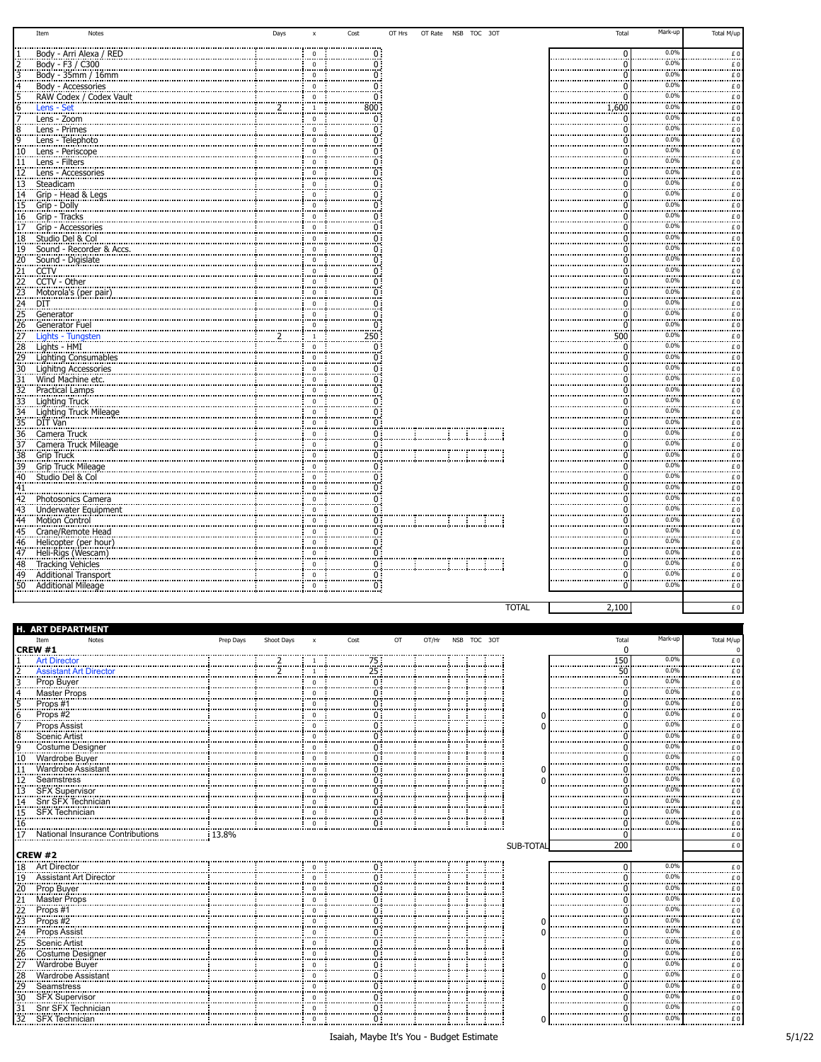| Item | Notes | Days | x | Cost | OT Hrs | OT Rate | NSB | TOC | 3OT | | Total | Mark-up | Total M/up |
|---|---|---|---|---|---|---|---|---|---|---|---|---|---|
| 1 | Body - Arri Alexa / RED | | 0 | 0 | | | | | | | 0 | 0.0% | £ 0 |
| 2 | Body - F3 / C300 | | 0 | 0 | | | | | | | 0 | 0.0% | £ 0 |
| 3 | Body - 35mm / 16mm | | 0 | 0 | | | | | | | 0 | 0.0% | £ 0 |
| 4 | Body - Accessories | | 0 | 0 | | | | | | | 0 | 0.0% | £ 0 |
| 5 | RAW Codex / Codex Vault | | 0 | 0 | | | | | | | 0 | 0.0% | £ 0 |
| 6 | Lens - Set | 2 | 1 | 800 | | | | | | | 1,600 | 0.0% | £ 0 |
| 7 | Lens - Zoom | | 0 | 0 | | | | | | | 0 | 0.0% | £ 0 |
| 8 | Lens - Primes | | 0 | 0 | | | | | | | 0 | 0.0% | £ 0 |
| 9 | Lens - Telephoto | | 0 | 0 | | | | | | | 0 | 0.0% | £ 0 |
| 10 | Lens - Periscope | | 0 | 0 | | | | | | | 0 | 0.0% | £ 0 |
| 11 | Lens - Filters | | 0 | 0 | | | | | | | 0 | 0.0% | £ 0 |
| 12 | Lens - Accessories | | 0 | 0 | | | | | | | 0 | 0.0% | £ 0 |
| 13 | Steadicam | | 0 | 0 | | | | | | | 0 | 0.0% | £ 0 |
| 14 | Grip - Head & Legs | | 0 | 0 | | | | | | | 0 | 0.0% | £ 0 |
| 15 | Grip - Dolly | | 0 | 0 | | | | | | | 0 | 0.0% | £ 0 |
| 16 | Grip - Tracks | | 0 | 0 | | | | | | | 0 | 0.0% | £ 0 |
| 17 | Grip - Accessories | | 0 | 0 | | | | | | | 0 | 0.0% | £ 0 |
| 18 | Studio Del & Col | | 0 | 0 | | | | | | | 0 | 0.0% | £ 0 |
| 19 | Sound - Recorder & Accs. | | 0 | 0 | | | | | | | 0 | 0.0% | £ 0 |
| 20 | Sound - Digislate | | 0 | 0 | | | | | | | 0 | 0.0% | £ 0 |
| 21 | CCTV | | 0 | 0 | | | | | | | 0 | 0.0% | £ 0 |
| 22 | CCTV - Other | | 0 | 0 | | | | | | | 0 | 0.0% | £ 0 |
| 23 | Motorola's (per pair) | | 0 | 0 | | | | | | | 0 | 0.0% | £ 0 |
| 24 | DIT | | 0 | 0 | | | | | | | 0 | 0.0% | £ 0 |
| 25 | Generator | | 0 | 0 | | | | | | | 0 | 0.0% | £ 0 |
| 26 | Generator Fuel | | 0 | 0 | | | | | | | 0 | 0.0% | £ 0 |
| 27 | Lights - Tungsten | 2 | 1 | 250 | | | | | | | 500 | 0.0% | £ 0 |
| 28 | Lights - HMI | | 0 | 0 | | | | | | | 0 | 0.0% | £ 0 |
| 29 | Lighting Consumables | | 0 | 0 | | | | | | | 0 | 0.0% | £ 0 |
| 30 | Lightng Accessories | | 0 | 0 | | | | | | | 0 | 0.0% | £ 0 |
| 31 | Wind Machine etc. | | 0 | 0 | | | | | | | 0 | 0.0% | £ 0 |
| 32 | Practical Lamps | | 0 | 0 | | | | | | | 0 | 0.0% | £ 0 |
| 33 | Lighting Truck | | 0 | 0 | | | | | | | 0 | 0.0% | £ 0 |
| 34 | Lighting Truck Mileage | | 0 | 0 | | | | | | | 0 | 0.0% | £ 0 |
| 35 | DIT Van | | 0 | 0 | | | | | | | 0 | 0.0% | £ 0 |
| 36 | Camera Truck | | 0 | 0 | | | | | | | 0 | 0.0% | £ 0 |
| 37 | Camera Truck Mileage | | 0 | 0 | | | | | | | 0 | 0.0% | £ 0 |
| 38 | Grip Truck | | 0 | 0 | | | | | | | 0 | 0.0% | £ 0 |
| 39 | Grip Truck Mileage | | 0 | 0 | | | | | | | 0 | 0.0% | £ 0 |
| 40 | Studio Del & Col | | 0 | 0 | | | | | | | 0 | 0.0% | £ 0 |
| 41 | | | 0 | 0 | | | | | | | 0 | 0.0% | £ 0 |
| 42 | Photosonics Camera | | 0 | 0 | | | | | | | 0 | 0.0% | £ 0 |
| 43 | Underwater Equipment | | 0 | 0 | | | | | | | 0 | 0.0% | £ 0 |
| 44 | Motion Control | | 0 | 0 | | | | | | | 0 | 0.0% | £ 0 |
| 45 | Crane/Remote Head | | 0 | 0 | | | | | | | 0 | 0.0% | £ 0 |
| 46 | Helicopter (per hour) | | 0 | 0 | | | | | | | 0 | 0.0% | £ 0 |
| 47 | Heli-Rigs (Wescam) | | 0 | 0 | | | | | | | 0 | 0.0% | £ 0 |
| 48 | Tracking Vehicles | | 0 | 0 | | | | | | | 0 | 0.0% | £ 0 |
| 49 | Additional Transport | | 0 | 0 | | | | | | | 0 | 0.0% | £ 0 |
| 50 | Additional Mileage | | 0 | 0 | | | | | | | 0 | 0.0% | £ 0 |
| | | | | | | | | | | TOTAL | 2,100 | | £ 0 |

## H. ART DEPARTMENT

| Item | Notes | Prep Days | Shoot Days | x | Cost | OT | OT/Hr | NSB | TOC | 3OT | | Total | Mark-up | Total M/up |
|---|---|---|---|---|---|---|---|---|---|---|---|---|---|---|
| **CREW #1** | | | | | | | | | | | | 0 | | 0 |
| 1 | Art Director | | 2 | 1 | 75 | | | | | | | 150 | 0.0% | £ 0 |
| 2 | Assistant Art Director | | 2 | 1 | 25 | | | | | | | 50 | 0.0% | £ 0 |
| 3 | Prop Buyer | | | 0 | 0 | | | | | | | 0 | 0.0% | £ 0 |
| 4 | Master Props | | | 0 | 0 | | | | | | | 0 | 0.0% | £ 0 |
| 5 | Props #1 | | | 0 | 0 | | | | | | | 0 | 0.0% | £ 0 |
| 6 | Props #2 | | | 0 | 0 | | | | | | 0 | 0 | 0.0% | £ 0 |
| 7 | Props Assist | | | 0 | 0 | | | | | | 0 | 0 | 0.0% | £ 0 |
| 8 | Scenic Artist | | | 0 | 0 | | | | | | | 0 | 0.0% | £ 0 |
| 9 | Costume Designer | | | 0 | 0 | | | | | | | 0 | 0.0% | £ 0 |
| 10 | Wardrobe Buyer | | | 0 | 0 | | | | | | | 0 | 0.0% | £ 0 |
| 11 | Wardrobe Assistant | | | 0 | 0 | | | | | | 0 | 0 | 0.0% | £ 0 |
| 12 | Seamstress | | | 0 | 0 | | | | | | 0 | 0 | 0.0% | £ 0 |
| 13 | SFX Supervisor | | | 0 | 0 | | | | | | | 0 | 0.0% | £ 0 |
| 14 | Snr SFX Technician | | | 0 | 0 | | | | | | | 0 | 0.0% | £ 0 |
| 15 | SFX Technician | | | 0 | 0 | | | | | | | 0 | 0.0% | £ 0 |
| 16 | | | | 0 | 0 | | | | | | | 0 | 0.0% | £ 0 |
| 17 | National Insurance Contributions | 13.8% | | | | | | | | | | 0 | | £ 0 |
| | | | | | | | | | | | SUB-TOTAL | 200 | | £ 0 |
| **CREW #2** | | | | | | | | | | | | | | |
| 18 | Art Director | | | 0 | 0 | | | | | | | 0 | 0.0% | £ 0 |
| 19 | Assistant Art Director | | | 0 | 0 | | | | | | | 0 | 0.0% | £ 0 |
| 20 | Prop Buyer | | | 0 | 0 | | | | | | | 0 | 0.0% | £ 0 |
| 21 | Master Props | | | 0 | 0 | | | | | | | 0 | 0.0% | £ 0 |
| 22 | Props #1 | | | 0 | 0 | | | | | | | 0 | 0.0% | £ 0 |
| 23 | Props #2 | | | 0 | 0 | | | | | | 0 | 0 | 0.0% | £ 0 |
| 24 | Props Assist | | | 0 | 0 | | | | | | 0 | 0 | 0.0% | £ 0 |
| 25 | Scenic Artist | | | 0 | 0 | | | | | | | 0 | 0.0% | £ 0 |
| 26 | Costume Designer | | | 0 | 0 | | | | | | | 0 | 0.0% | £ 0 |
| 27 | Wardrobe Buyer | | | 0 | 0 | | | | | | | 0 | 0.0% | £ 0 |
| 28 | Wardrobe Assistant | | | 0 | 0 | | | | | | 0 | 0 | 0.0% | £ 0 |
| 29 | Seamstress | | | 0 | 0 | | | | | | 0 | 0 | 0.0% | £ 0 |
| 30 | SFX Supervisor | | | 0 | 0 | | | | | | | 0 | 0.0% | £ 0 |
| 31 | Snr SFX Technician | | | 0 | 0 | | | | | | | 0 | 0.0% | £ 0 |
| 32 | SFX Technician | | | 0 | 0 | | | | | | 0 | 0 | 0.0% | £ 0 |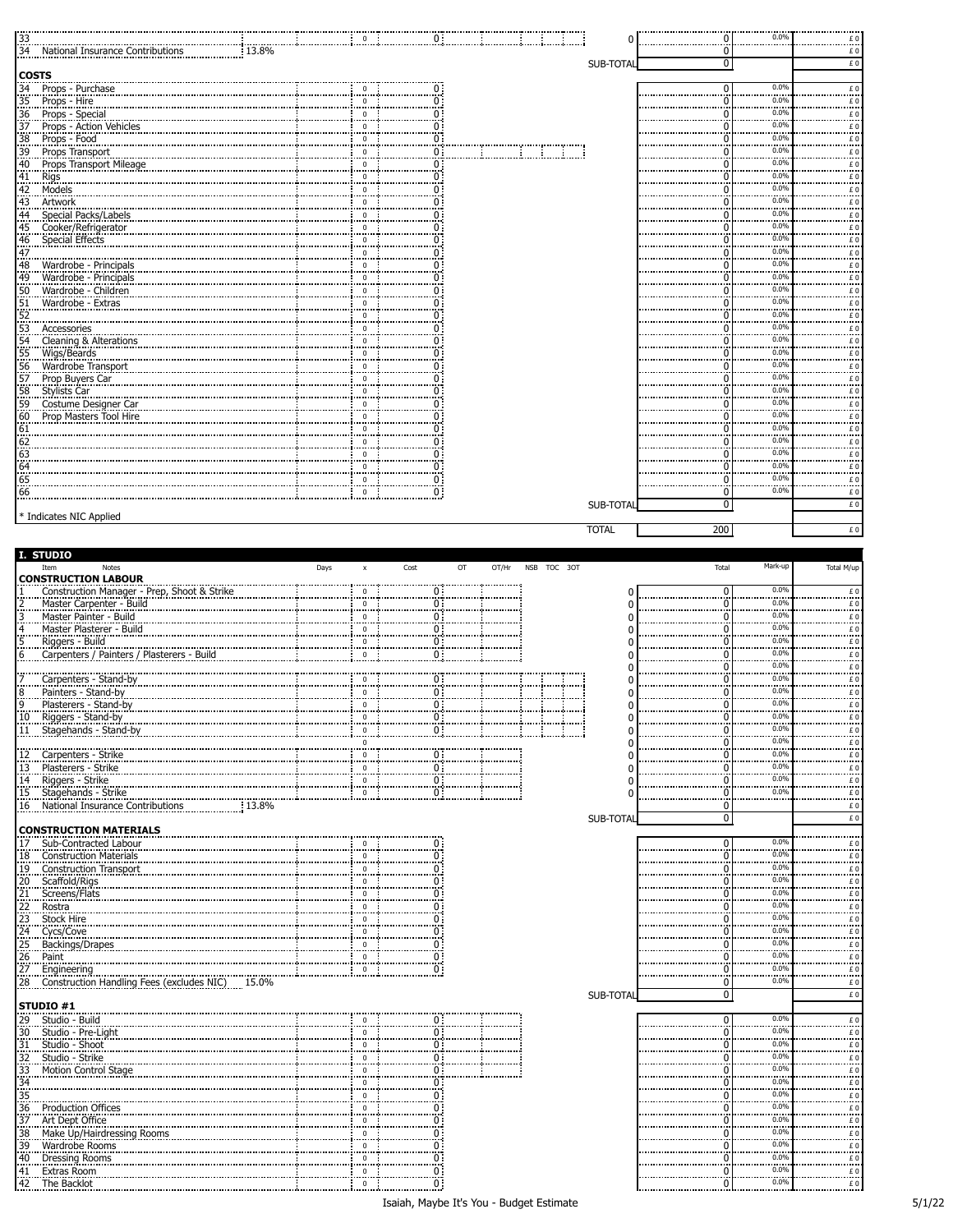| # | Item | Notes | Days | x | Cost | OT | OT/Hr | NSB | TOC | 3OT | | Total | Mark-up | Total M/up |
|---|---|---|---|---|---|---|---|---|---|---|---|---|---|---|
| 33 | | | | 0 | 0 | | | | | | 0 | 0 | 0.0% | £ 0 |
| 34 | National Insurance Contributions | 13.8% | | | | | | | | | | 0 | | £ 0 |
| | | | | | | | | | | | SUB-TOTAL | 0 | | £ 0 |
| **COSTS** | | | | | | | | | | | | | | |
| 34 | Props - Purchase | | | 0 | 0 | | | | | | | 0 | 0.0% | £ 0 |
| 35 | Props - Hire | | | 0 | 0 | | | | | | | 0 | 0.0% | £ 0 |
| 36 | Props - Special | | | 0 | 0 | | | | | | | 0 | 0.0% | £ 0 |
| 37 | Props - Action Vehicles | | | 0 | 0 | | | | | | | 0 | 0.0% | £ 0 |
| 38 | Props - Food | | | 0 | 0 | | | | | | | 0 | 0.0% | £ 0 |
| 39 | Props Transport | | | 0 | 0 | | | | | | | 0 | 0.0% | £ 0 |
| 40 | Props Transport Mileage | | | 0 | 0 | | | | | | | 0 | 0.0% | £ 0 |
| 41 | Rigs | | | 0 | 0 | | | | | | | 0 | 0.0% | £ 0 |
| 42 | Models | | | 0 | 0 | | | | | | | 0 | 0.0% | £ 0 |
| 43 | Artwork | | | 0 | 0 | | | | | | | 0 | 0.0% | £ 0 |
| 44 | Special Packs/Labels | | | 0 | 0 | | | | | | | 0 | 0.0% | £ 0 |
| 45 | Cooker/Refrigerator | | | 0 | 0 | | | | | | | 0 | 0.0% | £ 0 |
| 46 | Special Effects | | | 0 | 0 | | | | | | | 0 | 0.0% | £ 0 |
| 47 | | | | 0 | 0 | | | | | | | 0 | 0.0% | £ 0 |
| 48 | Wardrobe - Principals | | | 0 | 0 | | | | | | | 0 | 0.0% | £ 0 |
| 49 | Wardrobe - Principals | | | 0 | 0 | | | | | | | 0 | 0.0% | £ 0 |
| 50 | Wardrobe - Children | | | 0 | 0 | | | | | | | 0 | 0.0% | £ 0 |
| 51 | Wardrobe - Extras | | | 0 | 0 | | | | | | | 0 | 0.0% | £ 0 |
| 52 | | | | 0 | 0 | | | | | | | 0 | 0.0% | £ 0 |
| 53 | Accessories | | | 0 | 0 | | | | | | | 0 | 0.0% | £ 0 |
| 54 | Cleaning & Alterations | | | 0 | 0 | | | | | | | 0 | 0.0% | £ 0 |
| 55 | Wigs/Beards | | | 0 | 0 | | | | | | | 0 | 0.0% | £ 0 |
| 56 | Wardrobe Transport | | | 0 | 0 | | | | | | | 0 | 0.0% | £ 0 |
| 57 | Prop Buyers Car | | | 0 | 0 | | | | | | | 0 | 0.0% | £ 0 |
| 58 | Stylists Car | | | 0 | 0 | | | | | | | 0 | 0.0% | £ 0 |
| 59 | Costume Designer Car | | | 0 | 0 | | | | | | | 0 | 0.0% | £ 0 |
| 60 | Prop Masters Tool Hire | | | 0 | 0 | | | | | | | 0 | 0.0% | £ 0 |
| 61 | | | | 0 | 0 | | | | | | | 0 | 0.0% | £ 0 |
| 62 | | | | 0 | 0 | | | | | | | 0 | 0.0% | £ 0 |
| 63 | | | | 0 | 0 | | | | | | | 0 | 0.0% | £ 0 |
| 64 | | | | 0 | 0 | | | | | | | 0 | 0.0% | £ 0 |
| 65 | | | | 0 | 0 | | | | | | | 0 | 0.0% | £ 0 |
| 66 | | | | 0 | 0 | | | | | | | 0 | 0.0% | £ 0 |
| | | | | | | | | | | | SUB-TOTAL | 0 | | £ 0 |
| * Indicates NIC Applied | | | | | | | | | | | | | | |
| | | | | | | | | | | | TOTAL | 200 | | £ 0 |

## I. STUDIO

| # | Item | Notes | Days | x | Cost | OT | OT/Hr | NSB | TOC | 3OT | | Total | Mark-up | Total M/up |
|---|---|---|---|---|---|---|---|---|---|---|---|---|---|---|
| **CONSTRUCTION LABOUR** | | | | | | | | | | | | | | |
| 1 | Construction Manager - Prep, Shoot & Strike | | | 0 | 0 | | | | | | 0 | 0 | 0.0% | £ 0 |
| 2 | Master Carpenter - Build | | | 0 | 0 | | | | | | 0 | 0 | 0.0% | £ 0 |
| 3 | Master Painter - Build | | | 0 | 0 | | | | | | 0 | 0 | 0.0% | £ 0 |
| 4 | Master Plasterer - Build | | | 0 | 0 | | | | | | 0 | 0 | 0.0% | £ 0 |
| 5 | Riggers - Build | | | 0 | 0 | | | | | | 0 | 0 | 0.0% | £ 0 |
| 6 | Carpenters / Painters / Plasterers - Build | | | 0 | 0 | | | | | | 0 | 0 | 0.0% | £ 0 |
| | | | | | | | | | | | 0 | 0 | 0.0% | £ 0 |
| 7 | Carpenters - Stand-by | | | 0 | 0 | | | | | | 0 | 0 | 0.0% | £ 0 |
| 8 | Painters - Stand-by | | | 0 | 0 | | | | | | 0 | 0 | 0.0% | £ 0 |
| 9 | Plasterers - Stand-by | | | 0 | 0 | | | | | | 0 | 0 | 0.0% | £ 0 |
| 10 | Riggers - Stand-by | | | 0 | 0 | | | | | | 0 | 0 | 0.0% | £ 0 |
| 11 | Stagehands - Stand-by | | | 0 | 0 | | | | | | 0 | 0 | 0.0% | £ 0 |
| | | | | 0 | | | | | | | 0 | 0 | 0.0% | £ 0 |
| 12 | Carpenters - Strike | | | 0 | 0 | | | | | | 0 | 0 | 0.0% | £ 0 |
| 13 | Plasterers - Strike | | | 0 | 0 | | | | | | 0 | 0 | 0.0% | £ 0 |
| 14 | Riggers - Strike | | | 0 | 0 | | | | | | 0 | 0 | 0.0% | £ 0 |
| 15 | Stagehands - Strike | | | 0 | 0 | | | | | | 0 | 0 | 0.0% | £ 0 |
| 16 | National Insurance Contributions | 13.8% | | | | | | | | | | 0 | | £ 0 |
| | | | | | | | | | | | SUB-TOTAL | 0 | | £ 0 |
| **CONSTRUCTION MATERIALS** | | | | | | | | | | | | | | |
| 17 | Sub-Contracted Labour | | | 0 | 0 | | | | | | | 0 | 0.0% | £ 0 |
| 18 | Construction Materials | | | 0 | 0 | | | | | | | 0 | 0.0% | £ 0 |
| 19 | Construction Transport | | | 0 | 0 | | | | | | | 0 | 0.0% | £ 0 |
| 20 | Scaffold/Rigs | | | 0 | 0 | | | | | | | 0 | 0.0% | £ 0 |
| 21 | Screens/Flats | | | 0 | 0 | | | | | | | 0 | 0.0% | £ 0 |
| 22 | Rostra | | | 0 | 0 | | | | | | | 0 | 0.0% | £ 0 |
| 23 | Stock Hire | | | 0 | 0 | | | | | | | 0 | 0.0% | £ 0 |
| 24 | Cycs/Cove | | | 0 | 0 | | | | | | | 0 | 0.0% | £ 0 |
| 25 | Backings/Drapes | | | 0 | 0 | | | | | | | 0 | 0.0% | £ 0 |
| 26 | Paint | | | 0 | 0 | | | | | | | 0 | 0.0% | £ 0 |
| 27 | Engineering | | | 0 | 0 | | | | | | | 0 | 0.0% | £ 0 |
| 28 | Construction Handling Fees (excludes NIC) | 15.0% | | | | | | | | | | 0 | 0.0% | £ 0 |
| | | | | | | | | | | | SUB-TOTAL | 0 | | £ 0 |
| **STUDIO #1** | | | | | | | | | | | | | | |
| 29 | Studio - Build | | | 0 | 0 | | | | | | | 0 | 0.0% | £ 0 |
| 30 | Studio - Pre-Light | | | 0 | 0 | | | | | | | 0 | 0.0% | £ 0 |
| 31 | Studio - Shoot | | | 0 | 0 | | | | | | | 0 | 0.0% | £ 0 |
| 32 | Studio - Strike | | | 0 | 0 | | | | | | | 0 | 0.0% | £ 0 |
| 33 | Motion Control Stage | | | 0 | 0 | | | | | | | 0 | 0.0% | £ 0 |
| 34 | | | | 0 | 0 | | | | | | | 0 | 0.0% | £ 0 |
| 35 | | | | 0 | 0 | | | | | | | 0 | 0.0% | £ 0 |
| 36 | Production Offices | | | 0 | 0 | | | | | | | 0 | 0.0% | £ 0 |
| 37 | Art Dept Office | | | 0 | 0 | | | | | | | 0 | 0.0% | £ 0 |
| 38 | Make Up/Hairdressing Rooms | | | 0 | 0 | | | | | | | 0 | 0.0% | £ 0 |
| 39 | Wardrobe Rooms | | | 0 | 0 | | | | | | | 0 | 0.0% | £ 0 |
| 40 | Dressing Rooms | | | 0 | 0 | | | | | | | 0 | 0.0% | £ 0 |
| 41 | Extras Room | | | 0 | 0 | | | | | | | 0 | 0.0% | £ 0 |
| 42 | The Backlot | | | 0 | 0 | | | | | | | 0 | 0.0% | £ 0 |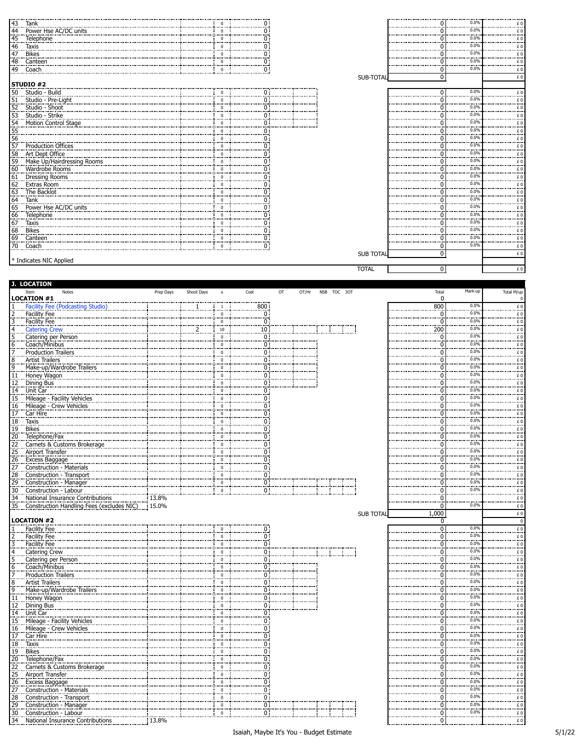| # | Item | | x | Cost | | Total | Mark-up | Total M/up |
|---|---|---|---|---|---|---|---|---|
| 43 | Tank | | 0 | 0 | | 0 | 0.0% | £ 0 |
| 44 | Power Hse AC/DC units | | 0 | 0 | | 0 | 0.0% | £ 0 |
| 45 | Telephone | | 0 | 0 | | 0 | 0.0% | £ 0 |
| 46 | Taxis | | 0 | 0 | | 0 | 0.0% | £ 0 |
| 47 | Bikes | | 0 | 0 | | 0 | 0.0% | £ 0 |
| 48 | Canteen | | 0 | 0 | | 0 | 0.0% | £ 0 |
| 49 | Coach | | 0 | 0 | | 0 | 0.0% | £ 0 |
| | | | | | SUB-TOTAL | 0 | | £ 0 |

**STUDIO #2**

| # | Item | | x | Cost | | Total | Mark-up | Total M/up |
|---|---|---|---|---|---|---|---|---|
| 50 | Studio - Build | | 0 | 0 | | 0 | 0.0% | £ 0 |
| 51 | Studio - Pre-Light | | 0 | 0 | | 0 | 0.0% | £ 0 |
| 52 | Studio - Shoot | | 0 | 0 | | 0 | 0.0% | £ 0 |
| 53 | Studio - Strike | | 0 | 0 | | 0 | 0.0% | £ 0 |
| 54 | Motion Control Stage | | 0 | 0 | | 0 | 0.0% | £ 0 |
| 55 | | | 0 | 0 | | 0 | 0.0% | £ 0 |
| 56 | | | 0 | 0 | | 0 | 0.0% | £ 0 |
| 57 | Production Offices | | 0 | 0 | | 0 | 0.0% | £ 0 |
| 58 | Art Dept Office | | 0 | 0 | | 0 | 0.0% | £ 0 |
| 59 | Make Up/Hairdressing Rooms | | 0 | 0 | | 0 | 0.0% | £ 0 |
| 60 | Wardrobe Rooms | | 0 | 0 | | 0 | 0.0% | £ 0 |
| 61 | Dressing Rooms | | 0 | 0 | | 0 | 0.0% | £ 0 |
| 62 | Extras Room | | 0 | 0 | | 0 | 0.0% | £ 0 |
| 63 | The Backlot | | 0 | 0 | | 0 | 0.0% | £ 0 |
| 64 | Tank | | 0 | 0 | | 0 | 0.0% | £ 0 |
| 65 | Power Hse AC/DC units | | 0 | 0 | | 0 | 0.0% | £ 0 |
| 66 | Telephone | | 0 | 0 | | 0 | 0.0% | £ 0 |
| 67 | Taxis | | 0 | 0 | | 0 | 0.0% | £ 0 |
| 68 | Bikes | | 0 | 0 | | 0 | 0.0% | £ 0 |
| 69 | Canteen | | 0 | 0 | | 0 | 0.0% | £ 0 |
| 70 | Coach | | 0 | 0 | | 0 | 0.0% | £ 0 |
| | | | | | SUB TOTAL | 0 | | £ 0 |

\* Indicates NIC Applied

| | | | | | TOTAL | 0 | | £ 0 |
|---|---|---|---|---|---|---|---|---|

## J. LOCATION

**LOCATION #1**

| # | Item | Notes | Prep Days | Shoot Days | x | Cost | OT | OT/Hr | NSB | TOC | 3OT | Total | Mark-up | Total M/up |
|---|---|---|---|---|---|---|---|---|---|---|---|---|---|---|
| | | | | | | | | | | | | 0 | | 0 |
| 1 | Facility Fee (Podcasting Studio) | | | 1 | 1 | 800 | | | | | | 800 | 0.0% | £ 0 |
| 2 | Facility Fee | | | | 0 | 0 | | | | | | 0 | 0.0% | £ 0 |
| 3 | Facility Fee | | | | 0 | 0 | | | | | | 0 | 0.0% | £ 0 |
| 4 | Catering Crew | | | 2 | 10 | 10 | | | | | | 200 | 0.0% | £ 0 |
| 5 | Catering per Person | | | | 0 | 0 | | | | | | 0 | 0.0% | £ 0 |
| 6 | Coach/Minibus | | | | 0 | 0 | | | | | | 0 | 0.0% | £ 0 |
| 7 | Production Trailers | | | | 0 | 0 | | | | | | 0 | 0.0% | £ 0 |
| 8 | Artist Trailers | | | | 0 | 0 | | | | | | 0 | 0.0% | £ 0 |
| 9 | Make-up/Wardrobe Trailers | | | | 0 | 0 | | | | | | 0 | 0.0% | £ 0 |
| 11 | Honey Wagon | | | | 0 | 0 | | | | | | 0 | 0.0% | £ 0 |
| 12 | Dining Bus | | | | 0 | 0 | | | | | | 0 | 0.0% | £ 0 |
| 14 | Unit Car | | | | 0 | 0 | | | | | | 0 | 0.0% | £ 0 |
| 15 | Mileage - Facility Vehicles | | | | 0 | 0 | | | | | | 0 | 0.0% | £ 0 |
| 16 | Mileage - Crew Vehicles | | | | 0 | 0 | | | | | | 0 | 0.0% | £ 0 |
| 17 | Car Hire | | | | 0 | 0 | | | | | | 0 | 0.0% | £ 0 |
| 18 | Taxis | | | | 0 | 0 | | | | | | 0 | 0.0% | £ 0 |
| 19 | Bikes | | | | 0 | 0 | | | | | | 0 | 0.0% | £ 0 |
| 20 | Telephone/Fax | | | | 0 | 0 | | | | | | 0 | 0.0% | £ 0 |
| 22 | Carnets & Customs Brokerage | | | | 0 | 0 | | | | | | 0 | 0.0% | £ 0 |
| 25 | Airport Transfer | | | | 0 | 0 | | | | | | 0 | 0.0% | £ 0 |
| 26 | Excess Baggage | | | | 0 | 0 | | | | | | 0 | 0.0% | £ 0 |
| 27 | Construction - Materials | | | | 0 | 0 | | | | | | 0 | 0.0% | £ 0 |
| 28 | Construction - Transport | | | | 0 | 0 | | | | | | 0 | 0.0% | £ 0 |
| 29 | Construction - Manager | | | | 0 | 0 | | | | | | 0 | 0.0% | £ 0 |
| 30 | Construction - Labour | | | | 0 | 0 | | | | | | 0 | 0.0% | £ 0 |
| 34 | National Insurance Contributions | | 13.8% | | | | | | | | | 0 | | £ 0 |
| 35 | Construction Handling Fees (excludes NIC) | | 15.0% | | | | | | | | | 0 | 0.0% | £ 0 |
| | | | | | | | | | | | SUB TOTAL | 1,000 | | £ 0 |

**LOCATION #2**

| # | Item | Notes | Prep Days | Shoot Days | x | Cost | OT | OT/Hr | NSB | TOC | 3OT | Total | Mark-up | Total M/up |
|---|---|---|---|---|---|---|---|---|---|---|---|---|---|---|
| | | | | | | | | | | | | 0 | | 0 |
| 1 | Facility Fee | | | | 0 | 0 | | | | | | 0 | 0.0% | £ 0 |
| 2 | Facility Fee | | | | 0 | 0 | | | | | | 0 | 0.0% | £ 0 |
| 3 | Facility Fee | | | | 0 | 0 | | | | | | 0 | 0.0% | £ 0 |
| 4 | Catering Crew | | | | 0 | 0 | | | | | | 0 | 0.0% | £ 0 |
| 5 | Catering per Person | | | | 0 | 0 | | | | | | 0 | 0.0% | £ 0 |
| 6 | Coach/Minibus | | | | 0 | 0 | | | | | | 0 | 0.0% | £ 0 |
| 7 | Production Trailers | | | | 0 | 0 | | | | | | 0 | 0.0% | £ 0 |
| 8 | Artist Trailers | | | | 0 | 0 | | | | | | 0 | 0.0% | £ 0 |
| 9 | Make-up/Wardrobe Trailers | | | | 0 | 0 | | | | | | 0 | 0.0% | £ 0 |
| 11 | Honey Wagon | | | | 0 | 0 | | | | | | 0 | 0.0% | £ 0 |
| 12 | Dining Bus | | | | 0 | 0 | | | | | | 0 | 0.0% | £ 0 |
| 14 | Unit Car | | | | 0 | 0 | | | | | | 0 | 0.0% | £ 0 |
| 15 | Mileage - Facility Vehicles | | | | 0 | 0 | | | | | | 0 | 0.0% | £ 0 |
| 16 | Mileage - Crew Vehicles | | | | 0 | 0 | | | | | | 0 | 0.0% | £ 0 |
| 17 | Car Hire | | | | 0 | 0 | | | | | | 0 | 0.0% | £ 0 |
| 18 | Taxis | | | | 0 | 0 | | | | | | 0 | 0.0% | £ 0 |
| 19 | Bikes | | | | 0 | 0 | | | | | | 0 | 0.0% | £ 0 |
| 20 | Telephone/Fax | | | | 0 | 0 | | | | | | 0 | 0.0% | £ 0 |
| 22 | Carnets & Customs Brokerage | | | | 0 | 0 | | | | | | 0 | 0.0% | £ 0 |
| 25 | Airport Transfer | | | | 0 | 0 | | | | | | 0 | 0.0% | £ 0 |
| 26 | Excess Baggage | | | | 0 | 0 | | | | | | 0 | 0.0% | £ 0 |
| 27 | Construction - Materials | | | | 0 | 0 | | | | | | 0 | 0.0% | £ 0 |
| 28 | Construction - Transport | | | | 0 | 0 | | | | | | 0 | 0.0% | £ 0 |
| 29 | Construction - Manager | | | | 0 | 0 | | | | | | 0 | 0.0% | £ 0 |
| 30 | Construction - Labour | | | | 0 | 0 | | | | | | 0 | 0.0% | £ 0 |
| 34 | National Insurance Contributions | | 13.8% | | | | | | | | | 0 | | £ 0 |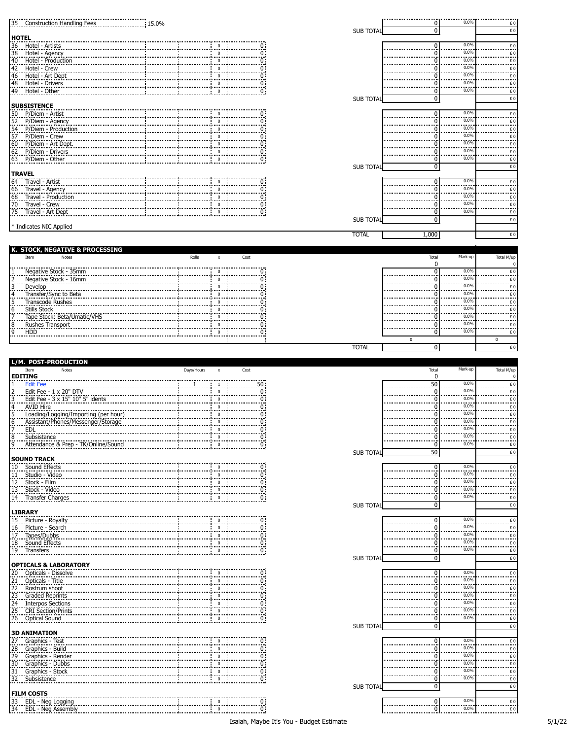| | | | | | | Total | Mark-up | Total M/up |
|---|---|---|---|---|---|---|---|---|
| 35 | Construction Handling Fees | 15.0% | | | | 0 | 0.0% | £ 0 |
| | | | | | SUB TOTAL | 0 | | £ 0 |

**HOTEL**

| Item | Notes | | x | Cost | | Total | Mark-up | Total M/up |
|---|---|---|---|---|---|---|---|---|
| 36 | Hotel - Artists | | 0 | 0 | | 0 | 0.0% | £ 0 |
| 38 | Hotel - Agency | | 0 | 0 | | 0 | 0.0% | £ 0 |
| 40 | Hotel - Production | | 0 | 0 | | 0 | 0.0% | £ 0 |
| 42 | Hotel - Crew | | 0 | 0 | | 0 | 0.0% | £ 0 |
| 46 | Hotel - Art Dept | | 0 | 0 | | 0 | 0.0% | £ 0 |
| 48 | Hotel - Drivers | | 0 | 0 | | 0 | 0.0% | £ 0 |
| 49 | Hotel - Other | | 0 | 0 | | 0 | 0.0% | £ 0 |
| | | | | | SUB TOTAL | 0 | | £ 0 |

**SUBSISTENCE**

| Item | Notes | | x | Cost | | Total | Mark-up | Total M/up |
|---|---|---|---|---|---|---|---|---|
| 50 | P/Diem - Artist | | 0 | 0 | | 0 | 0.0% | £ 0 |
| 52 | P/Diem - Agency | | 0 | 0 | | 0 | 0.0% | £ 0 |
| 54 | P/Diem - Production | | 0 | 0 | | 0 | 0.0% | £ 0 |
| 57 | P/Diem - Crew | | 0 | 0 | | 0 | 0.0% | £ 0 |
| 60 | P/Diem - Art Dept. | | 0 | 0 | | 0 | 0.0% | £ 0 |
| 62 | P/Diem - Drivers | | 0 | 0 | | 0 | 0.0% | £ 0 |
| 63 | P/Diem - Other | | 0 | 0 | | 0 | 0.0% | £ 0 |
| | | | | | SUB TOTAL | 0 | | £ 0 |

**TRAVEL**

| Item | Notes | | x | Cost | | Total | Mark-up | Total M/up |
|---|---|---|---|---|---|---|---|---|
| 64 | Travel - Artist | | 0 | 0 | | 0 | 0.0% | £ 0 |
| 66 | Travel - Agency | | 0 | 0 | | 0 | 0.0% | £ 0 |
| 68 | Travel - Production | | 0 | 0 | | 0 | 0.0% | £ 0 |
| 70 | Travel - Crew | | 0 | 0 | | 0 | 0.0% | £ 0 |
| 75 | Travel - Art Dept | | 0 | 0 | | 0 | 0.0% | £ 0 |
| | | | | | SUB TOTAL | 0 | | £ 0 |

* Indicates NIC Applied

| | | | | | TOTAL | 1,000 | | £ 0 |
|---|---|---|---|---|---|---|---|---|

## K. STOCK, NEGATIVE & PROCESSING

| Item | Notes | Rolls | x | Cost | | Total | Mark-up | Total M/up |
|---|---|---|---|---|---|---|---|---|
| | | | | | | 0 | | 0 |
| 1 | Negative Stock - 35mm | | 0 | 0 | | 0 | 0.0% | £ 0 |
| 2 | Negative Stock - 16mm | | 0 | 0 | | 0 | 0.0% | £ 0 |
| 3 | Develop | | 0 | 0 | | 0 | 0.0% | £ 0 |
| 4 | Transfer/Sync to Beta | | 0 | 0 | | 0 | 0.0% | £ 0 |
| 5 | Transcode Rushes | | 0 | 0 | | 0 | 0.0% | £ 0 |
| 6 | Stills Stock | | 0 | 0 | | 0 | 0.0% | £ 0 |
| 7 | Tape Stock: Beta/Umatic/VHS | | 0 | 0 | | 0 | 0.0% | £ 0 |
| 8 | Rushes Transport | | 0 | 0 | | 0 | 0.0% | £ 0 |
| 9 | HDD | | 0 | 0 | | 0 | 0.0% | £ 0 |
| | | | | | | 0 | | 0 |
| | | | | | TOTAL | 0 | | £ 0 |

## L/M. POST-PRODUCTION

**EDITING**

| Item | Notes | Days/Hours | x | Cost | | Total | Mark-up | Total M/up |
|---|---|---|---|---|---|---|---|---|
| | | | | | | 0 | | 0 |
| 1 | Edit Fee | 1 | 1 | 50 | | 50 | 0.0% | £ 0 |
| 2 | Edit Fee - 1 x 20" DTV | | 0 | 0 | | 0 | 0.0% | £ 0 |
| 3 | Edit Fee - 3 x 15" 10" 5" idents | | 0 | 0 | | 0 | 0.0% | £ 0 |
| 4 | AVID Hire | | 0 | 0 | | 0 | 0.0% | £ 0 |
| 5 | Loading/Logging/Importing (per hour) | | 0 | 0 | | 0 | 0.0% | £ 0 |
| 6 | Assistant/Phones/Messenger/Storage | | 0 | 0 | | 0 | 0.0% | £ 0 |
| 7 | EDL | | 0 | 0 | | 0 | 0.0% | £ 0 |
| 8 | Subsistance | | 0 | 0 | | 0 | 0.0% | £ 0 |
| 9 | Attendance & Prep - TK/Online/Sound | | 0 | 0 | | 0 | 0.0% | £ 0 |
| | | | | | SUB TOTAL | 50 | | £ 0 |

**SOUND TRACK**

| Item | Notes | | x | Cost | | Total | Mark-up | Total M/up |
|---|---|---|---|---|---|---|---|---|
| 10 | Sound Effects | | 0 | 0 | | 0 | 0.0% | £ 0 |
| 11 | Studio - Video | | 0 | 0 | | 0 | 0.0% | £ 0 |
| 12 | Stock - Film | | 0 | 0 | | 0 | 0.0% | £ 0 |
| 13 | Stock - Video | | 0 | 0 | | 0 | 0.0% | £ 0 |
| 14 | Transfer Charges | | 0 | 0 | | 0 | 0.0% | £ 0 |
| | | | | | SUB TOTAL | 0 | | £ 0 |

**LIBRARY**

| Item | Notes | | x | Cost | | Total | Mark-up | Total M/up |
|---|---|---|---|---|---|---|---|---|
| 15 | Picture - Royalty | | 0 | 0 | | 0 | 0.0% | £ 0 |
| 16 | Picture - Search | | 0 | 0 | | 0 | 0.0% | £ 0 |
| 17 | Tapes/Dubbs | | 0 | 0 | | 0 | 0.0% | £ 0 |
| 18 | Sound Effects | | 0 | 0 | | 0 | 0.0% | £ 0 |
| 19 | Transfers | | 0 | 0 | | 0 | 0.0% | £ 0 |
| | | | | | SUB TOTAL | 0 | | £ 0 |

**OPTICALS & LABORATORY**

| Item | Notes | | x | Cost | | Total | Mark-up | Total M/up |
|---|---|---|---|---|---|---|---|---|
| 20 | Opticals - Dissolve | | 0 | 0 | | 0 | 0.0% | £ 0 |
| 21 | Opticals - Title | | 0 | 0 | | 0 | 0.0% | £ 0 |
| 22 | Rostrum shoot | | 0 | 0 | | 0 | 0.0% | £ 0 |
| 23 | Graded Reprints | | 0 | 0 | | 0 | 0.0% | £ 0 |
| 24 | Interpos Sections | | 0 | 0 | | 0 | 0.0% | £ 0 |
| 25 | CRI Section/Prints | | 0 | 0 | | 0 | 0.0% | £ 0 |
| 26 | Optical Sound | | 0 | 0 | | 0 | 0.0% | £ 0 |
| | | | | | SUB TOTAL | 0 | | £ 0 |

**3D ANIMATION**

| Item | Notes | | x | Cost | | Total | Mark-up | Total M/up |
|---|---|---|---|---|---|---|---|---|
| 27 | Graphics - Test | | 0 | 0 | | 0 | 0.0% | £ 0 |
| 28 | Graphics - Build | | 0 | 0 | | 0 | 0.0% | £ 0 |
| 29 | Graphics - Render | | 0 | 0 | | 0 | 0.0% | £ 0 |
| 30 | Graphics - Dubbs | | 0 | 0 | | 0 | 0.0% | £ 0 |
| 31 | Graphics - Stock | | 0 | 0 | | 0 | 0.0% | £ 0 |
| 32 | Subsistence | | 0 | 0 | | 0 | 0.0% | £ 0 |
| | | | | | SUB TOTAL | 0 | | £ 0 |

**FILM COSTS**

| Item | Notes | | x | Cost | | Total | Mark-up | Total M/up |
|---|---|---|---|---|---|---|---|---|
| 33 | EDL - Neg Logging | | 0 | 0 | | 0 | 0.0% | £ 0 |
| 34 | EDL - Neg Assembly | | 0 | 0 | | 0 | 0.0% | £ 0 |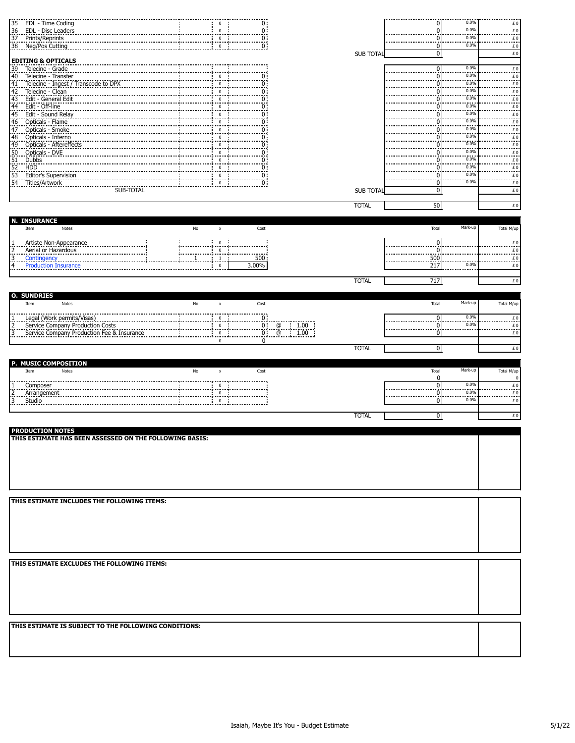| | | | | | | | | |
|---|---|---|---|---|---|---|---|---|
| 35 | EDL - Time Coding | | 0 | 0 | | 0 | 0.0% | £ 0 |
| 36 | EDL - Disc Leaders | | 0 | 0 | | 0 | 0.0% | £ 0 |
| 37 | Prints/Reprints | | 0 | 0 | | 0 | 0.0% | £ 0 |
| 38 | Neg/Pos Cutting | | 0 | 0 | | 0 | 0.0% | £ 0 |
| | | | | | SUB TOTAL | 0 | | £ 0 |

**EDITING & OPTICALS**

| | | | | | | | | |
|---|---|---|---|---|---|---|---|---|
| 39 | Telecine - Grade | | | | | 0 | 0.0% | £ 0 |
| 40 | Telecine - Transfer | | 0 | 0 | | 0 | 0.0% | £ 0 |
| 41 | Telecine - Ingest / Transcode to DPX | | 0 | 0 | | 0 | 0.0% | £ 0 |
| 42 | Telecine - Clean | | 0 | 0 | | 0 | 0.0% | £ 0 |
| 43 | Edit - General Edit | | 0 | 0 | | 0 | 0.0% | £ 0 |
| 44 | Edit - Off-line | | 0 | 0 | | 0 | 0.0% | £ 0 |
| 45 | Edit - Sound Relay | | 0 | 0 | | 0 | 0.0% | £ 0 |
| 46 | Opticals - Flame | | 0 | 0 | | 0 | 0.0% | £ 0 |
| 47 | Opticals - Smoke | | 0 | 0 | | 0 | 0.0% | £ 0 |
| 48 | Opticals - Inferno | | 0 | 0 | | 0 | 0.0% | £ 0 |
| 49 | Opticals - Aftereffects | | 0 | 0 | | 0 | 0.0% | £ 0 |
| 50 | Opticals - DVE | | 0 | 0 | | 0 | 0.0% | £ 0 |
| 51 | Dubbs | | 0 | 0 | | 0 | 0.0% | £ 0 |
| 52 | HDD | | 0 | 0 | | 0 | 0.0% | £ 0 |
| 53 | Editor's Supervision | | 0 | 0 | | 0 | 0.0% | £ 0 |
| 54 | Titles/Artwork | | 0 | 0 | | 0 | 0.0% | £ 0 |
| | SUB-TOTAL | | | | SUB TOTAL | 0 | | £ 0 |
| | | | | | TOTAL | 50 | | £ 0 |

## N. INSURANCE

| | Item | Notes | No | x | Cost | | Total | Mark-up | Total M/up |
|---|---|---|---|---|---|---|---|---|---|
| 1 | Artiste Non-Appearance | | | 0 | | | 0 | | £ 0 |
| 2 | Aerial or Hazardous | | | 0 | | | 0 | | £ 0 |
| 3 | Contingency | | 1 | 1 | 500 | | 500 | | £ 0 |
| 4 | Production Insurance | | | 0 | 3.00% | | 217 | 0.0% | £ 0 |
| | | | | | | TOTAL | 717 | | £ 0 |

## O. SUNDRIES

| | Item | Notes | No | x | Cost | | | Total | Mark-up | Total M/up |
|---|---|---|---|---|---|---|---|---|---|---|
| 1 | Legal (Work permits/Visas) | | | 0 | 0 | | | 0 | 0.0% | £ 0 |
| 2 | Service Company Production Costs | | | 0 | 0 | @ | 1.00 | 0 | 0.0% | £ 0 |
| 3 | Service Company Production Fee & Insurance | | | 0 | 0 | @ | 1.00 | 0 | | £ 0 |
| | | | | 0 | 0 | | | | | |
| | | | | | | | TOTAL | 0 | | £ 0 |

## P. MUSIC COMPOSITION

| | Item | Notes | No | x | Cost | | Total | Mark-up | Total M/up |
|---|---|---|---|---|---|---|---|---|---|
| | | | | | | | 0 | | 0 |
| 1 | Composer | | | 0 | | | 0 | 0.0% | £ 0 |
| 2 | Arrangement | | | 0 | | | 0 | 0.0% | £ 0 |
| 3 | Studio | | | 0 | | | 0 | 0.0% | £ 0 |
| | | | | | | TOTAL | 0 | | £ 0 |

## PRODUCTION NOTES

**THIS ESTIMATE HAS BEEN ASSESSED ON THE FOLLOWING BASIS:**

**THIS ESTIMATE INCLUDES THE FOLLOWING ITEMS:**

**THIS ESTIMATE EXCLUDES THE FOLLOWING ITEMS:**

**THIS ESTIMATE IS SUBJECT TO THE FOLLOWING CONDITIONS:**